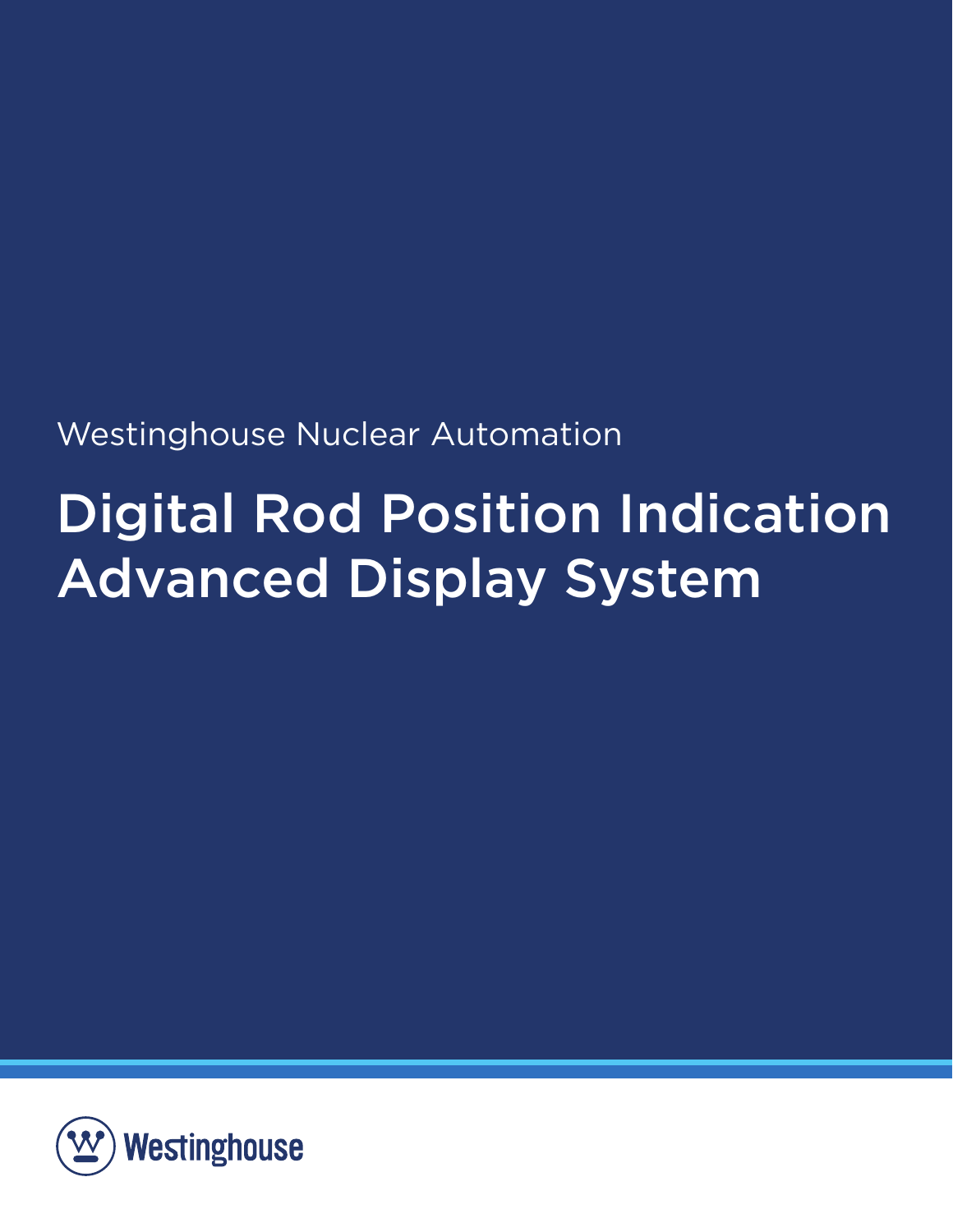Westinghouse Nuclear Automation

# Digital Rod Position Indication Advanced Display System

Westinghouse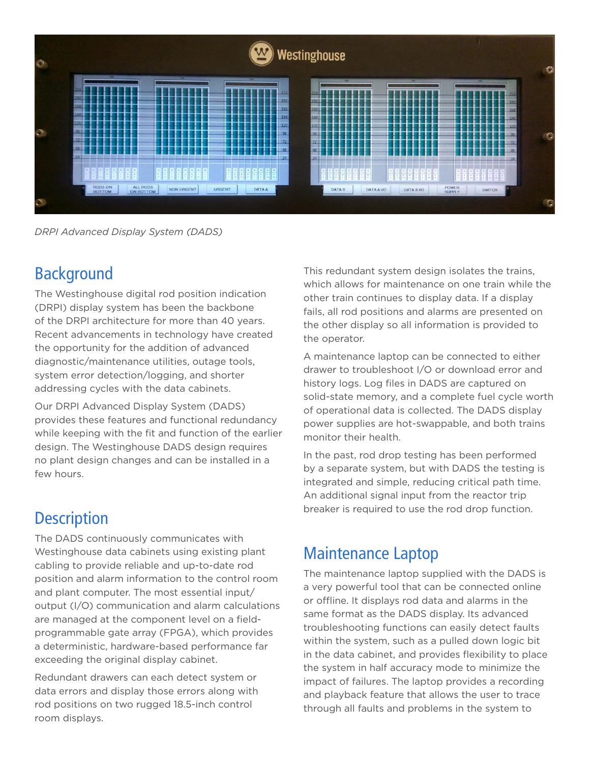*DRPI Advanced Display System (DADS)*

## Background

The Westinghouse digital rod position indication (DRPI) display system has been the backbone of the DRPI architecture for more than 40 years. Recent advancements in technology have created the opportunity for the addition of advanced diagnostic/maintenance utilities, outage tools, system error detection/logging, and shorter addressing cycles with the data cabinets.

Our DRPI Advanced Display System (DADS) provides these features and functional redundancy while keeping with the fit and function of the earlier design. The Westinghouse DADS design requires no plant design changes and can be installed in a few hours.

## Description

The DADS continuously communicates with Westinghouse data cabinets using existing plant cabling to provide reliable and up-to-date rod position and alarm information to the control room and plant computer. The most essential input/output (I/O) communication and alarm calculations are managed at the component level on a field-programmable gate array (FPGA), which provides a deterministic, hardware-based performance far exceeding the original display cabinet.

Redundant drawers can each detect system or data errors and display those errors along with rod positions on two rugged 18.5-inch control room displays.

This redundant system design isolates the trains, which allows for maintenance on one train while the other train continues to display data. If a display fails, all rod positions and alarms are presented on the other display so all information is provided to the operator.

A maintenance laptop can be connected to either drawer to troubleshoot I/O or download error and history logs. Log files in DADS are captured on solid-state memory, and a complete fuel cycle worth of operational data is collected. The DADS display power supplies are hot-swappable, and both trains monitor their health.

In the past, rod drop testing has been performed by a separate system, but with DADS the testing is integrated and simple, reducing critical path time. An additional signal input from the reactor trip breaker is required to use the rod drop function.

## Maintenance Laptop

The maintenance laptop supplied with the DADS is a very powerful tool that can be connected online or offline. It displays rod data and alarms in the same format as the DADS display. Its advanced troubleshooting functions can easily detect faults within the system, such as a pulled down logic bit in the data cabinet, and provides flexibility to place the system in half accuracy mode to minimize the impact of failures. The laptop provides a recording and playback feature that allows the user to trace through all faults and problems in the system to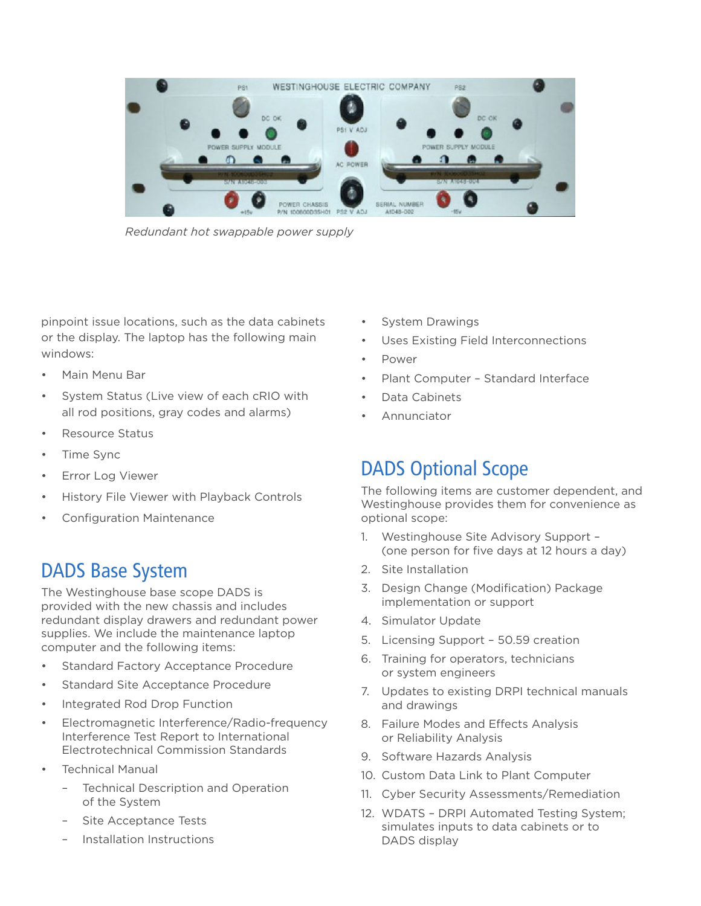*Redundant hot swappable power supply*

pinpoint issue locations, such as the data cabinets or the display. The laptop has the following main windows:

- Main Menu Bar
- System Status (Live view of each cRIO with all rod positions, gray codes and alarms)
- Resource Status
- Time Sync
- Error Log Viewer
- History File Viewer with Playback Controls
- Configuration Maintenance

## DADS Base System

The Westinghouse base scope DADS is provided with the new chassis and includes redundant display drawers and redundant power supplies. We include the maintenance laptop computer and the following items:

- Standard Factory Acceptance Procedure
- Standard Site Acceptance Procedure
- Integrated Rod Drop Function
- Electromagnetic Interference/Radio-frequency Interference Test Report to International Electrotechnical Commission Standards
- Technical Manual
  - Technical Description and Operation of the System
  - Site Acceptance Tests
  - Installation Instructions
- System Drawings
- Uses Existing Field Interconnections
- Power
- Plant Computer – Standard Interface
- Data Cabinets
- Annunciator

## DADS Optional Scope

The following items are customer dependent, and Westinghouse provides them for convenience as optional scope:

1. Westinghouse Site Advisory Support – (one person for five days at 12 hours a day)
2. Site Installation
3. Design Change (Modification) Package implementation or support
4. Simulator Update
5. Licensing Support – 50.59 creation
6. Training for operators, technicians or system engineers
7. Updates to existing DRPI technical manuals and drawings
8. Failure Modes and Effects Analysis or Reliability Analysis
9. Software Hazards Analysis
10. Custom Data Link to Plant Computer
11. Cyber Security Assessments/Remediation
12. WDATS – DRPI Automated Testing System; simulates inputs to data cabinets or to DADS display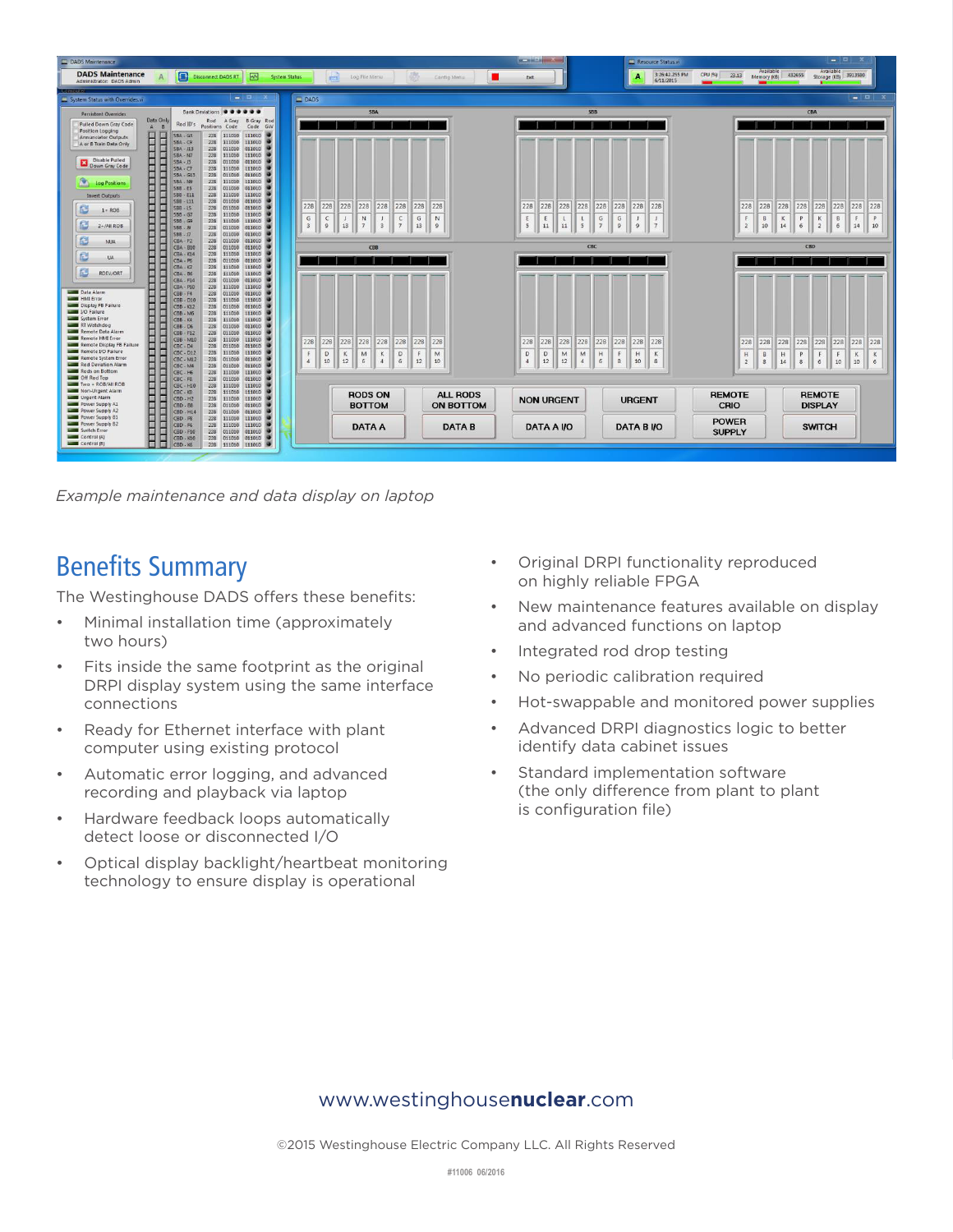*Example maintenance and data display on laptop*

## Benefits Summary

The Westinghouse DADS offers these benefits:

- Minimal installation time (approximately two hours)
- Fits inside the same footprint as the original DRPI display system using the same interface connections
- Ready for Ethernet interface with plant computer using existing protocol
- Automatic error logging, and advanced recording and playback via laptop
- Hardware feedback loops automatically detect loose or disconnected I/O
- Optical display backlight/heartbeat monitoring technology to ensure display is operational
- Original DRPI functionality reproduced on highly reliable FPGA
- New maintenance features available on display and advanced functions on laptop
- Integrated rod drop testing
- No periodic calibration required
- Hot-swappable and monitored power supplies
- Advanced DRPI diagnostics logic to better identify data cabinet issues
- Standard implementation software (the only difference from plant to plant is configuration file)

www.westinghouse**nuclear**.com

©2015 Westinghouse Electric Company LLC. All Rights Reserved

#11006 06/2016